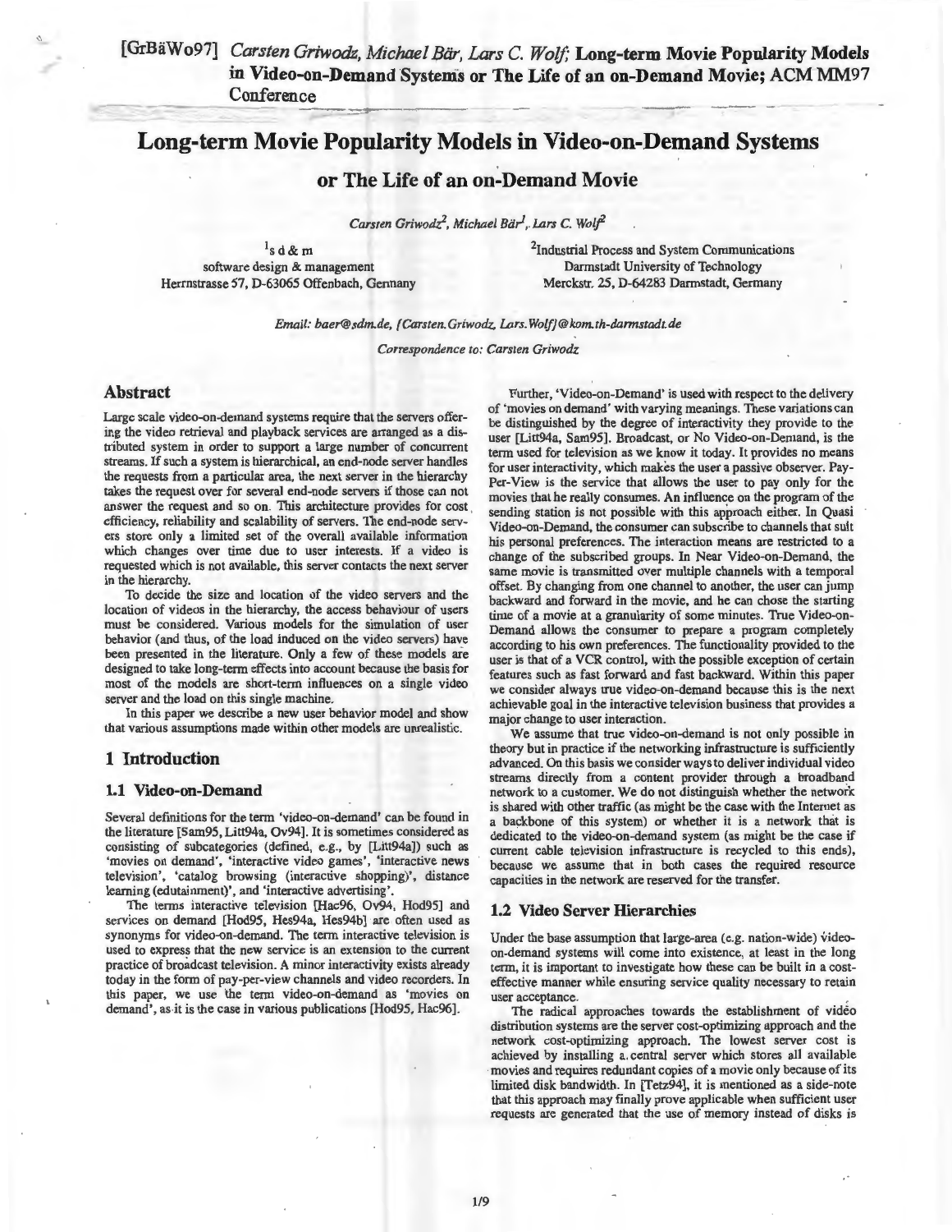[GrBäWo97] *Carsten Griwodz, Michael Bär, Lars C. Wolf;* **Long-term Movie Popularity Models in Video-on-Demand Systems or The Life of an on-Demand Movie; ACM MM97 Conference**

# Long-term Movie Popularity Models in Video-on-Demand Systems

## or The Life of an on-Demand Movie

*Carsten Griwodz[2], Michael Bär[1], Lars C. Wolf[2]*

[1]s d & m
software design & management
Herrnstrasse 57, D-63065 Offenbach, Germany

[2]Industrial Process and System Communications
Darmstadt University of Technology
Merckstr. 25, D-64283 Darmstadt, Germany

*Email: baer@sdm.de, {Carsten.Griwodz, Lars.Wolf}@kom.th-darmstadt.de*

*Correspondence to: Carsten Griwodz*

## Abstract

Large scale video-on-demand systems require that the servers offering the video retrieval and playback services are arranged as a distributed system in order to support a large number of concurrent streams. If such a system is hierarchical, an end-node server handles the requests from a particular area, the next server in the hierarchy takes the request over for several end-node servers if those can not answer the request and so on. This architecture provides for cost efficiency, reliability and scalability of servers. The end-node servers store only a limited set of the overall available information which changes over time due to user interests. If a video is requested which is not available, this server contacts the next server in the hierarchy.

To decide the size and location of the video servers and the location of videos in the hierarchy, the access behaviour of users must be considered. Various models for the simulation of user behavior (and thus, of the load induced on the video servers) have been presented in the literature. Only a few of these models are designed to take long-term effects into account because the basis for most of the models are short-term influences on a single video server and the load on this single machine.

In this paper we describe a new user behavior model and show that various assumptions made within other models are unrealistic.

## 1 Introduction

### 1.1 Video-on-Demand

Several definitions for the term 'video-on-demand' can be found in the literature [Sam95, Litt94a, Ov94]. It is sometimes considered as consisting of subcategories (defined, e.g., by [Litt94a]) such as 'movies on demand', 'interactive video games', 'interactive news television', 'catalog browsing (interactive shopping)', distance learning (edutainment)', and 'interactive advertising'.

The terms interactive television [Hac96, Ov94, Hod95] and services on demand [Hod95, Hes94a, Hes94b] are often used as synonyms for video-on-demand. The term interactive television is used to express that the new service is an extension to the current practice of broadcast television. A minor interactivity exists already today in the form of pay-per-view channels and video recorders. In this paper, we use the term video-on-demand as 'movies on demand', as it is the case in various publications [Hod95, Hac96].

Further, 'Video-on-Demand' is used with respect to the delivery of 'movies on demand' with varying meanings. These variations can be distinguished by the degree of interactivity they provide to the user [Litt94a, Sam95]. Broadcast, or No Video-on-Demand, is the term used for television as we know it today. It provides no means for user interactivity, which makes the user a passive observer. Pay-Per-View is the service that allows the user to pay only for the movies that he really consumes. An influence on the program of the sending station is not possible with this approach either. In Quasi Video-on-Demand, the consumer can subscribe to channels that suit his personal preferences. The interaction means are restricted to a change of the subscribed groups. In Near Video-on-Demand, the same movie is transmitted over multiple channels with a temporal offset. By changing from one channel to another, the user can jump backward and forward in the movie, and he can chose the starting time of a movie at a granularity of some minutes. True Video-on-Demand allows the consumer to prepare a program completely according to his own preferences. The functionality provided to the user is that of a VCR control, with the possible exception of certain features such as fast forward and fast backward. Within this paper we consider always true video-on-demand because this is the next achievable goal in the interactive television business that provides a major change to user interaction.

We assume that true video-on-demand is not only possible in theory but in practice if the networking infrastructure is sufficiently advanced. On this basis we consider ways to deliver individual video streams directly from a content provider through a broadband network to a customer. We do not distinguish whether the network is shared with other traffic (as might be the case with the Internet as a backbone of this system) or whether it is a network that is dedicated to the video-on-demand system (as might be the case if current cable television infrastructure is recycled to this ends), because we assume that in both cases the required resource capacities in the network are reserved for the transfer.

### 1.2 Video Server Hierarchies

Under the base assumption that large-area (e.g. nation-wide) video-on-demand systems will come into existence, at least in the long term, it is important to investigate how these can be built in a cost-effective manner while ensuring service quality necessary to retain user acceptance.

The radical approaches towards the establishment of video distribution systems are the server cost-optimizing approach and the network cost-optimizing approach. The lowest server cost is achieved by installing a central server which stores all available movies and requires redundant copies of a movie only because of its limited disk bandwidth. In [Tetz94], it is mentioned as a side-note that this approach may finally prove applicable when sufficient user requests are generated that the use of memory instead of disks is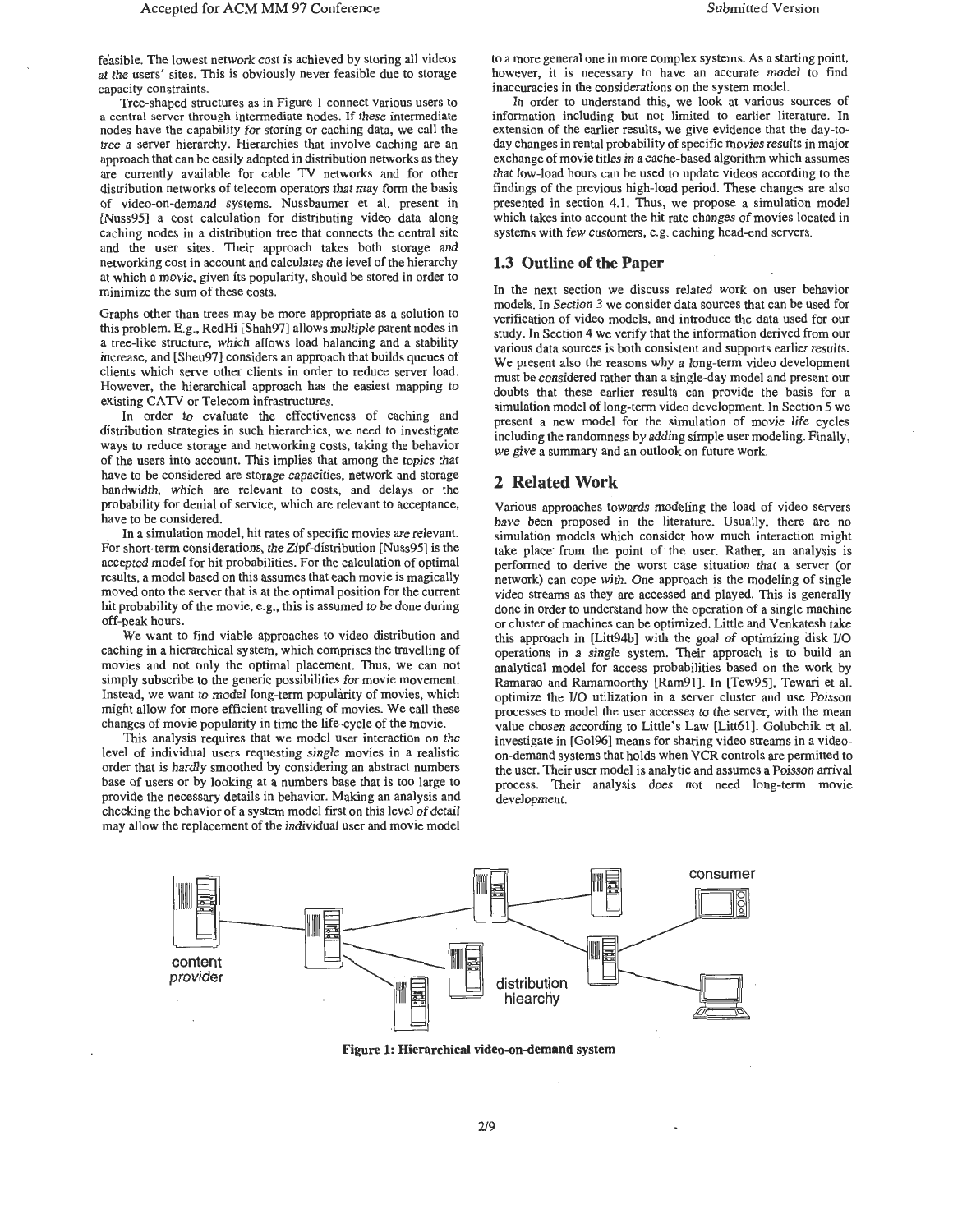feasible. The lowest network cost is achieved by storing all videos at the users' sites. This is obviously never feasible due to storage capacity constraints.

Tree-shaped structures as in Figure 1 connect various users to a central server through intermediate nodes. If these intermediate nodes have the capability for storing or caching data, we call the tree a server hierarchy. Hierarchies that involve caching are an approach that can be easily adopted in distribution networks as they are currently available for cable TV networks and for other distribution networks of telecom operators that may form the basis of video-on-demand systems. Nussbaumer et al. present in [Nuss95] a cost calculation for distributing video data along caching nodes in a distribution tree that connects the central site and the user sites. Their approach takes both storage and networking cost in account and calculates the level of the hierarchy at which a movie, given its popularity, should be stored in order to minimize the sum of these costs.

Graphs other than trees may be more appropriate as a solution to this problem. E.g., RedHi [Shah97] allows multiple parent nodes in a tree-like structure, which allows load balancing and a stability increase, and [Sheu97] considers an approach that builds queues of clients which serve other clients in order to reduce server load. However, the hierarchical approach has the easiest mapping to existing CATV or Telecom infrastructures.

In order to evaluate the effectiveness of caching and distribution strategies in such hierarchies, we need to investigate ways to reduce storage and networking costs, taking the behavior of the users into account. This implies that among the topics that have to be considered are storage capacities, network and storage bandwidth, which are relevant to costs, and delays or the probability for denial of service, which are relevant to acceptance, have to be considered.

In a simulation model, hit rates of specific movies are relevant. For short-term considerations, the Zipf-distribution [Nuss95] is the accepted model for hit probabilities. For the calculation of optimal results, a model based on this assumes that each movie is magically moved onto the server that is at the optimal position for the current hit probability of the movie, e.g., this is assumed to be done during off-peak hours.

We want to find viable approaches to video distribution and caching in a hierarchical system, which comprises the travelling of movies and not only the optimal placement. Thus, we can not simply subscribe to the generic possibilities for movie movement. Instead, we want to model long-term popularity of movies, which might allow for more efficient travelling of movies. We call these changes of movie popularity in time the life-cycle of the movie.

This analysis requires that we model user interaction on the level of individual users requesting single movies in a realistic order that is hardly smoothed by considering an abstract numbers base of users or by looking at a numbers base that is too large to provide the necessary details in behavior. Making an analysis and checking the behavior of a system model first on this level of detail may allow the replacement of the individual user and movie model to a more general one in more complex systems. As a starting point, however, it is necessary to have an accurate model to find inaccuracies in the considerations on the system model.

In order to understand this, we look at various sources of information including but not limited to earlier literature. In extension of the earlier results, we give evidence that the day-to-day changes in rental probability of specific movies results in major exchange of movie titles in a cache-based algorithm which assumes that low-load hours can be used to update videos according to the findings of the previous high-load period. These changes are also presented in section 4.1. Thus, we propose a simulation model which takes into account the hit rate changes of movies located in systems with few customers, e.g. caching head-end servers.

## 1.3 Outline of the Paper

In the next section we discuss related work on user behavior models. In Section 3 we consider data sources that can be used for verification of video models, and introduce the data used for our study. In Section 4 we verify that the information derived from our various data sources is both consistent and supports earlier results. We present also the reasons why a long-term video development must be considered rather than a single-day model and present our doubts that these earlier results can provide the basis for a simulation model of long-term video development. In Section 5 we present a new model for the simulation of movie life cycles including the randomness by adding simple user modeling. Finally, we give a summary and an outlook on future work.

# 2 Related Work

Various approaches towards modeling the load of video servers have been proposed in the literature. Usually, there are no simulation models which consider how much interaction might take place from the point of the user. Rather, an analysis is performed to derive the worst case situation that a server (or network) can cope with. One approach is the modeling of single video streams as they are accessed and played. This is generally done in order to understand how the operation of a single machine or cluster of machines can be optimized. Little and Venkatesh take this approach in [Litt94b] with the goal of optimizing disk I/O operations in a single system. Their approach is to build an analytical model for access probabilities based on the work by Ramarao and Ramamoorthy [Ram91]. In [Tew95], Tewari et al. optimize the I/O utilization in a server cluster and use Poisson processes to model the user accesses to the server, with the mean value chosen according to Little's Law [Litt61]. Golubchik et al. investigate in [Gol96] means for sharing video streams in a video-on-demand systems that holds when VCR controls are permitted to the user. Their user model is analytic and assumes a Poisson arrival process. Their analysis does not need long-term movie development.

content provider

distribution hiearchy

consumer

**Figure 1: Hierarchical video-on-demand system**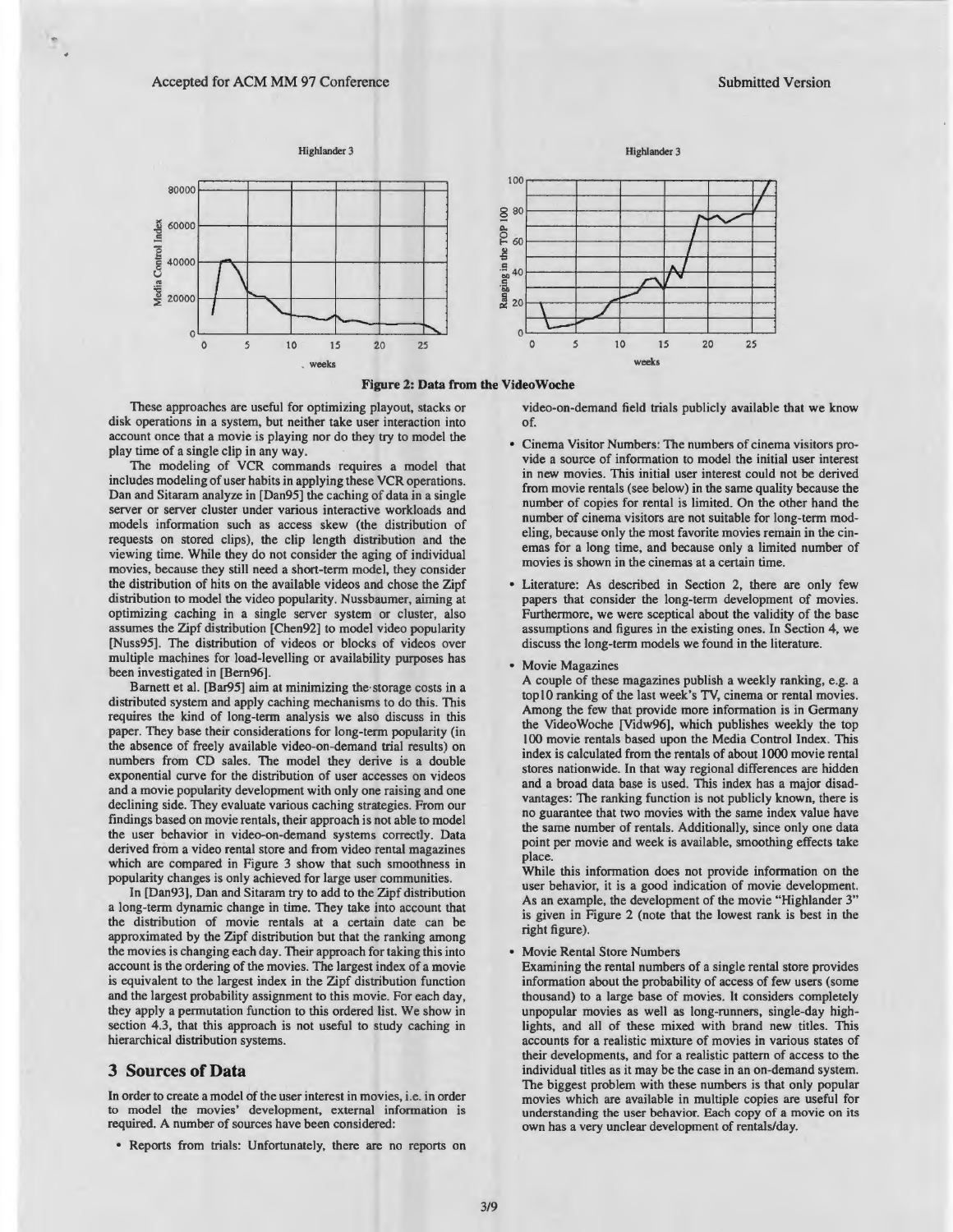Highlander 3

Media Control Index

80000
60000
40000
20000
0

0 5 10 15 20 25

weeks

Highlander 3

Ranging in the TOP 100

100
80
60
40
20
0

0 5 10 15 20 25

weeks

**Figure 2: Data from the VideoWoche**

These approaches are useful for optimizing playout, stacks or disk operations in a system, but neither take user interaction into account once that a movie is playing nor do they try to model the play time of a single clip in any way.

The modeling of VCR commands requires a model that includes modeling of user habits in applying these VCR operations. Dan and Sitaram analyze in [Dan95] the caching of data in a single server or server cluster under various interactive workloads and models information such as access skew (the distribution of requests on stored clips), the clip length distribution and the viewing time. While they do not consider the aging of individual movies, because they still need a short-term model, they consider the distribution of hits on the available videos and chose the Zipf distribution to model the video popularity. Nussbaumer, aiming at optimizing caching in a single server system or cluster, also assumes the Zipf distribution [Chen92] to model video popularity [Nuss95]. The distribution of videos or blocks of videos over multiple machines for load-levelling or availability purposes has been investigated in [Bern96].

Barnett et al. [Bar95] aim at minimizing the storage costs in a distributed system and apply caching mechanisms to do this. This requires the kind of long-term analysis we also discuss in this paper. They base their considerations for long-term popularity (in the absence of freely available video-on-demand trial results) on numbers from CD sales. The model they derive is a double exponential curve for the distribution of user accesses on videos and a movie popularity development with only one raising and one declining side. They evaluate various caching strategies. From our findings based on movie rentals, their approach is not able to model the user behavior in video-on-demand systems correctly. Data derived from a video rental store and from video rental magazines which are compared in Figure 3 show that such smoothness in popularity changes is only achieved for large user communities.

In [Dan93], Dan and Sitaram try to add to the Zipf distribution a long-term dynamic change in time. They take into account that the distribution of movie rentals at a certain date can be approximated by the Zipf distribution but that the ranking among the movies is changing each day. Their approach for taking this into account is the ordering of the movies. The largest index of a movie is equivalent to the largest index in the Zipf distribution function and the largest probability assignment to this movie. For each day, they apply a permutation function to this ordered list. We show in section 4.3, that this approach is not useful to study caching in hierarchical distribution systems.

## 3 Sources of Data

In order to create a model of the user interest in movies, i.e. in order to model the movies' development, external information is required. A number of sources have been considered:

- Reports from trials: Unfortunately, there are no reports on video-on-demand field trials publicly available that we know of.
- Cinema Visitor Numbers: The numbers of cinema visitors provide a source of information to model the initial user interest in new movies. This initial user interest could not be derived from movie rentals (see below) in the same quality because the number of copies for rental is limited. On the other hand the number of cinema visitors are not suitable for long-term modeling, because only the most favorite movies remain in the cinemas for a long time, and because only a limited number of movies is shown in the cinemas at a certain time.
- Literature: As described in Section 2, there are only few papers that consider the long-term development of movies. Furthermore, we were sceptical about the validity of the base assumptions and figures in the existing ones. In Section 4, we discuss the long-term models we found in the literature.
- Movie Magazines
  A couple of these magazines publish a weekly ranking, e.g. a top10 ranking of the last week's TV, cinema or rental movies. Among the few that provide more information is in Germany the VideoWoche [Vidw96], which publishes weekly the top 100 movie rentals based upon the Media Control Index. This index is calculated from the rentals of about 1000 movie rental stores nationwide. In that way regional differences are hidden and a broad data base is used. This index has a major disadvantages: The ranking function is not publicly known, there is no guarantee that two movies with the same index value have the same number of rentals. Additionally, since only one data point per movie and week is available, smoothing effects take place.
  While this information does not provide information on the user behavior, it is a good indication of movie development. As an example, the development of the movie "Highlander 3" is given in Figure 2 (note that the lowest rank is best in the right figure).
- Movie Rental Store Numbers
  Examining the rental numbers of a single rental store provides information about the probability of access of few users (some thousand) to a large base of movies. It considers completely unpopular movies as well as long-runners, single-day highlights, and all of these mixed with brand new titles. This accounts for a realistic mixture of movies in various states of their developments, and for a realistic pattern of access to the individual titles as it may be the case in an on-demand system. The biggest problem with these numbers is that only popular movies which are available in multiple copies are useful for understanding the user behavior. Each copy of a movie on its own has a very unclear development of rentals/day.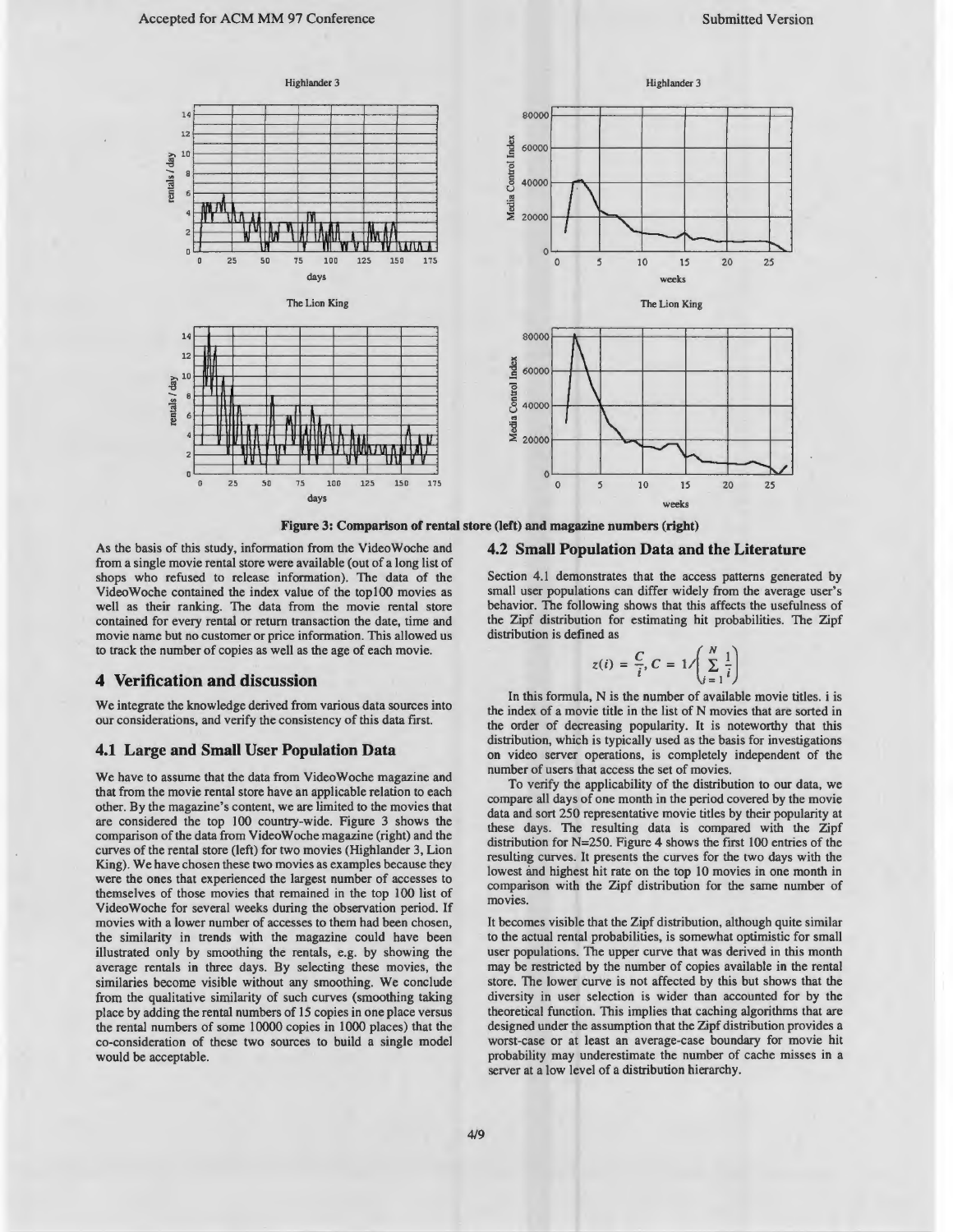Figure 3: Comparison of rental store (left) and magazine numbers (right)

As the basis of this study, information from the VideoWoche and from a single movie rental store were available (out of a long list of shops who refused to release information). The data of the VideoWoche contained the index value of the top100 movies as well as their ranking. The data from the movie rental store contained for every rental or return transaction the date, time and movie name but no customer or price information. This allowed us to track the number of copies as well as the age of each movie.

## 4 Verification and discussion

We integrate the knowledge derived from various data sources into our considerations, and verify the consistency of this data first.

### 4.1 Large and Small User Population Data

We have to assume that the data from VideoWoche magazine and that from the movie rental store have an applicable relation to each other. By the magazine's content, we are limited to the movies that are considered the top 100 country-wide. Figure 3 shows the comparison of the data from VideoWoche magazine (right) and the curves of the rental store (left) for two movies (Highlander 3, Lion King). We have chosen these two movies as examples because they were the ones that experienced the largest number of accesses to themselves of those movies that remained in the top 100 list of VideoWoche for several weeks during the observation period. If movies with a lower number of accesses to them had been chosen, the similarity in trends with the magazine could have been illustrated only by smoothing the rentals, e.g. by showing the average rentals in three days. By selecting these movies, the similaries become visible without any smoothing. We conclude from the qualitative similarity of such curves (smoothing taking place by adding the rental numbers of 15 copies in one place versus the rental numbers of some 10000 copies in 1000 places) that the co-consideration of these two sources to build a single model would be acceptable.

### 4.2 Small Population Data and the Literature

Section 4.1 demonstrates that the access patterns generated by small user populations can differ widely from the average user's behavior. The following shows that this affects the usefulness of the Zipf distribution for estimating hit probabilities. The Zipf distribution is defined as

$$z(i) = \frac{C}{i}, C = 1 / \left( \sum_{i=1}^{N} \frac{1}{i} \right)$$

In this formula, N is the number of available movie titles. i is the index of a movie title in the list of N movies that are sorted in the order of decreasing popularity. It is noteworthy that this distribution, which is typically used as the basis for investigations on video server operations, is completely independent of the number of users that access the set of movies.

To verify the applicability of the distribution to our data, we compare all days of one month in the period covered by the movie data and sort 250 representative movie titles by their popularity at these days. The resulting data is compared with the Zipf distribution for N=250. Figure 4 shows the first 100 entries of the resulting curves. It presents the curves for the two days with the lowest and highest hit rate on the top 10 movies in one month in comparison with the Zipf distribution for the same number of movies.

It becomes visible that the Zipf distribution, although quite similar to the actual rental probabilities, is somewhat optimistic for small user populations. The upper curve that was derived in this month may be restricted by the number of copies available in the rental store. The lower curve is not affected by this but shows that the diversity in user selection is wider than accounted for by the theoretical function. This implies that caching algorithms that are designed under the assumption that the Zipf distribution provides a worst-case or at least an average-case boundary for movie hit probability may underestimate the number of cache misses in a server at a low level of a distribution hierarchy.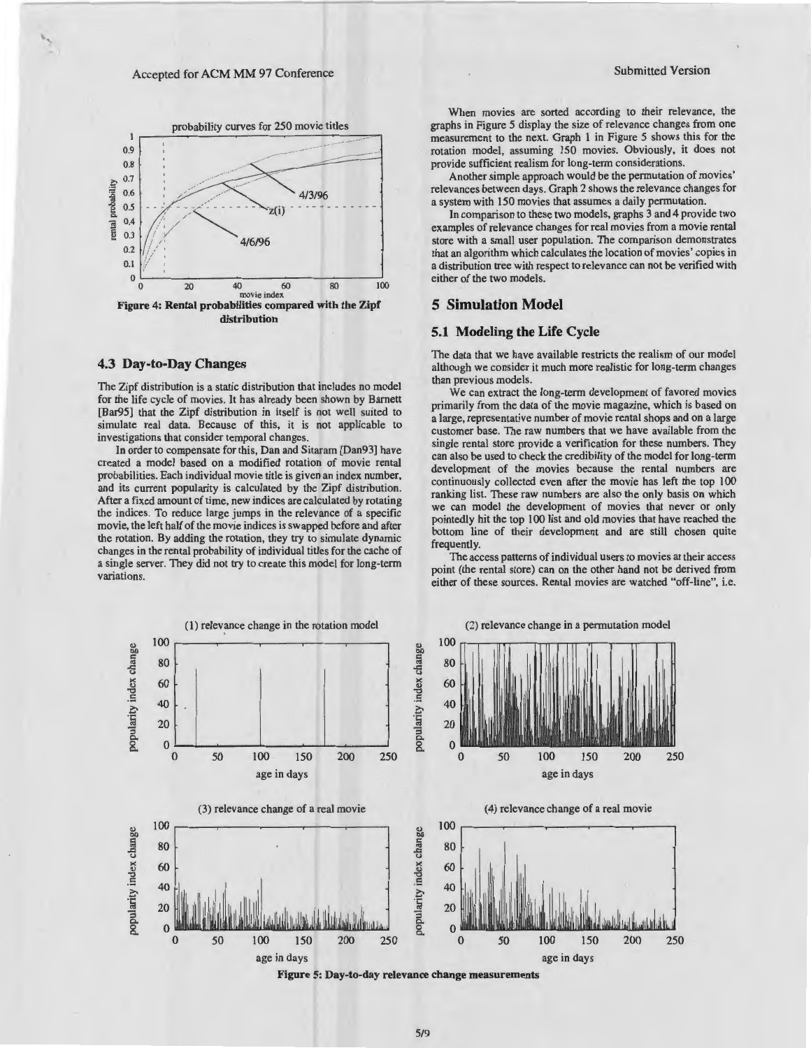Figure 4: Rental probabilities compared with the Zipf distribution

### 4.3 Day-to-Day Changes

The Zipf distribution is a static distribution that includes no model for the life cycle of movies. It has already been shown by Barnett [Bar95] that the Zipf distribution in itself is not well suited to simulate real data. Because of this, it is not applicable to investigations that consider temporal changes.

In order to compensate for this, Dan and Sitaram [Dan93] have created a model based on a modified rotation of movie rental probabilities. Each individual movie title is given an index number, and its current popularity is calculated by the Zipf distribution. After a fixed amount of time, new indices are calculated by rotating the indices. To reduce large jumps in the relevance of a specific movie, the left half of the movie indices is swapped before and after the rotation. By adding the rotation, they try to simulate dynamic changes in the rental probability of individual titles for the cache of a single server. They did not try to create this model for long-term variations.

When movies are sorted according to their relevance, the graphs in Figure 5 display the size of relevance changes from one measurement to the next. Graph 1 in Figure 5 shows this for the rotation model, assuming 150 movies. Obviously, it does not provide sufficient realism for long-term considerations.

Another simple approach would be the permutation of movies' relevances between days. Graph 2 shows the relevance changes for a system with 150 movies that assumes a daily permutation.

In comparison to these two models, graphs 3 and 4 provide two examples of relevance changes for real movies from a movie rental store with a small user population. The comparison demonstrates that an algorithm which calculates the location of movies' copies in a distribution tree with respect to relevance can not be verified with either of the two models.

## 5 Simulation Model

### 5.1 Modeling the Life Cycle

The data that we have available restricts the realism of our model although we consider it much more realistic for long-term changes than previous models.

We can extract the long-term development of favored movies primarily from the data of the movie magazine, which is based on a large, representative number of movie rental shops and on a large customer base. The raw numbers that we have available from the single rental store provide a verification for these numbers. They can also be used to check the credibility of the model for long-term development of the movies because the rental numbers are continuously collected even after the movie has left the top 100 ranking list. These raw numbers are also the only basis on which we can model the development of movies that never or only pointedly hit the top 100 list and old movies that have reached the bottom line of their development and are still chosen quite frequently.

The access patterns of individual users to movies at their access point (the rental store) can on the other hand not be derived from either of these sources. Rental movies are watched "off-line", i.e.

Figure 5: Day-to-day relevance change measurements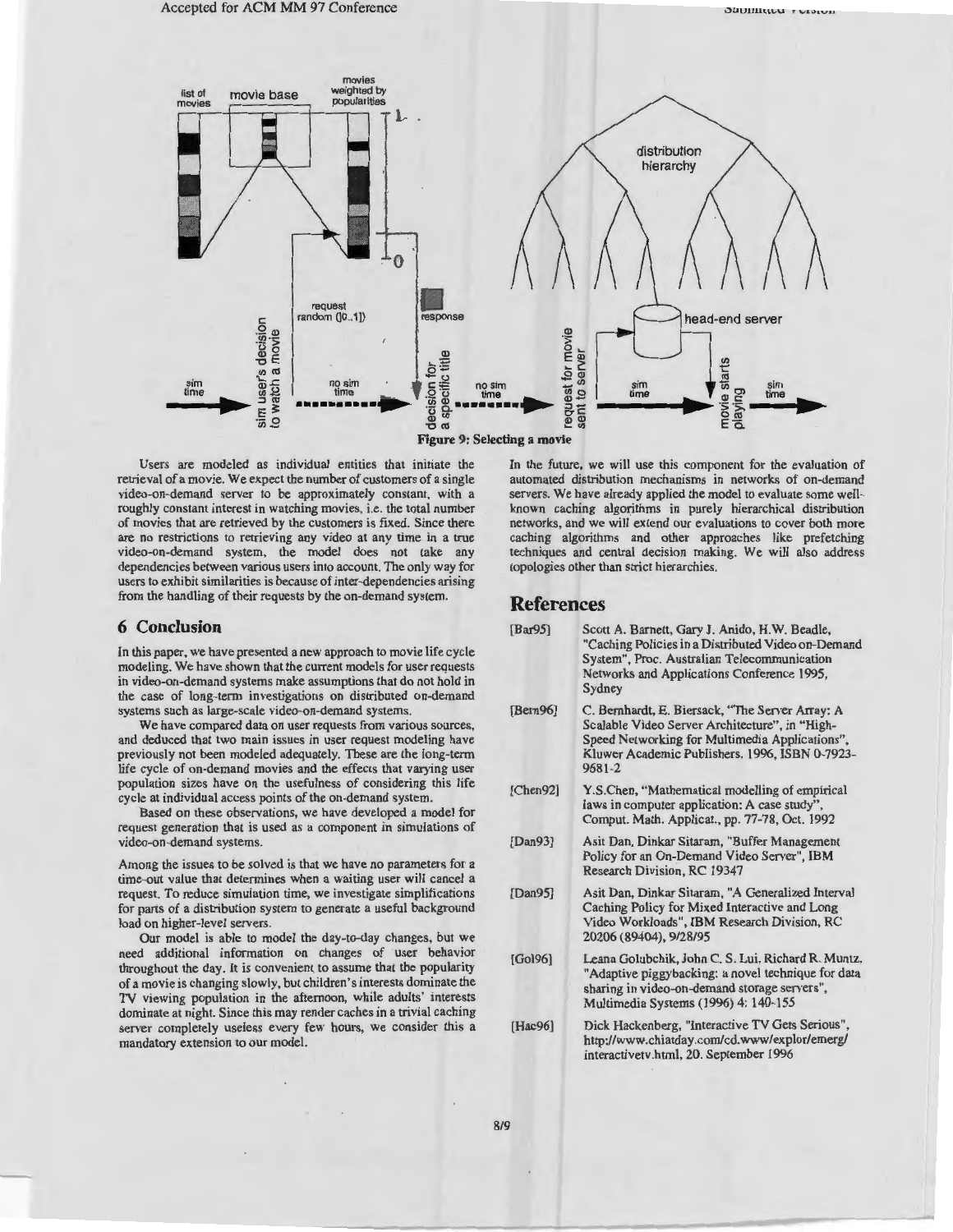list of movies

movie base

movies weighted by popularities

1

0

request random ([0..1])

response

sim time

sim user's decision to watch a movie

no sim time

decision for a specific title

no sim time

request for movie sent to server

sim time

head-end server

movie starts playing

sim time

distribution hierarchy

**Figure 9: Selecting a movie**

Users are modeled as individual entities that initiate the retrieval of a movie. We expect the number of customers of a single video-on-demand server to be approximately constant, with a roughly constant interest in watching movies, i.e. the total number of movies that are retrieved by the customers is fixed. Since there are no restrictions to retrieving any video at any time in a true video-on-demand system, the model does not take any dependencies between various users into account. The only way for users to exhibit similarities is because of inter-dependencies arising from the handling of their requests by the on-demand system.

## 6 Conclusion

In this paper, we have presented a new approach to movie life cycle modeling. We have shown that the current models for user requests in video-on-demand systems make assumptions that do not hold in the case of long-term investigations on distributed on-demand systems such as large-scale video-on-demand systems.

We have compared data on user requests from various sources, and deduced that two main issues in user request modeling have previously not been modeled adequately. These are the long-term life cycle of on-demand movies and the effects that varying user population sizes have on the usefulness of considering this life cycle at individual access points of the on-demand system.

Based on these observations, we have developed a model for request generation that is used as a component in simulations of video-on-demand systems.

Among the issues to be solved is that we have no parameters for a time-out value that determines when a waiting user will cancel a request. To reduce simulation time, we investigate simplifications for parts of a distribution system to generate a useful background load on higher-level servers.

Our model is able to model the day-to-day changes, but we need additional information on changes of user behavior throughout the day. It is convenient to assume that the popularity of a movie is changing slowly, but children's interests dominate the TV viewing population in the afternoon, while adults' interests dominate at night. Since this may render caches in a trivial caching server completely useless every few hours, we consider this a mandatory extension to our model.

In the future, we will use this component for the evaluation of automated distribution mechanisms in networks of on-demand servers. We have already applied the model to evaluate some well-known caching algorithms in purely hierarchical distribution networks, and we will extend our evaluations to cover both more caching algorithms and other approaches like prefetching techniques and central decision making. We will also address topologies other than strict hierarchies.

## References

[Bar95] Scott A. Barnett, Gary J. Anido, H.W. Beadle, "Caching Policies in a Distributed Video on-Demand System", Proc. Australian Telecommunication Networks and Applications Conference 1995, Sydney

[Bern96] C. Bernhardt, E. Biersack, "The Server Array: A Scalable Video Server Architecture", in "High-Speed Networking for Multimedia Applications", Kluwer Academic Publishers. 1996, ISBN 0-7923-9681-2

[Chen92] Y.S.Chen, "Mathematical modelling of empirical laws in computer application: A case study", Comput. Math. Applicat., pp. 77-78, Oct. 1992

[Dan93] Asit Dan, Dinkar Sitaram, "Buffer Management Policy for an On-Demand Video Server", IBM Research Division, RC 19347

[Dan95] Asit Dan, Dinkar Sitaram, "A Generalized Interval Caching Policy for Mixed Interactive and Long Video Workloads", IBM Research Division, RC 20206 (89404), 9/28/95

[Gol96] Leana Golubchik, John C. S. Lui, Richard R. Muntz. "Adaptive piggybacking: a novel technique for data sharing in video-on-demand storage servers", Multimedia Systems (1996) 4: 140-155

[Hac96] Dick Hackenberg, "Interactive TV Gets Serious", http://www.chiatday.com/cd.www/explor/emerg/interactivetv.html, 20. September 1996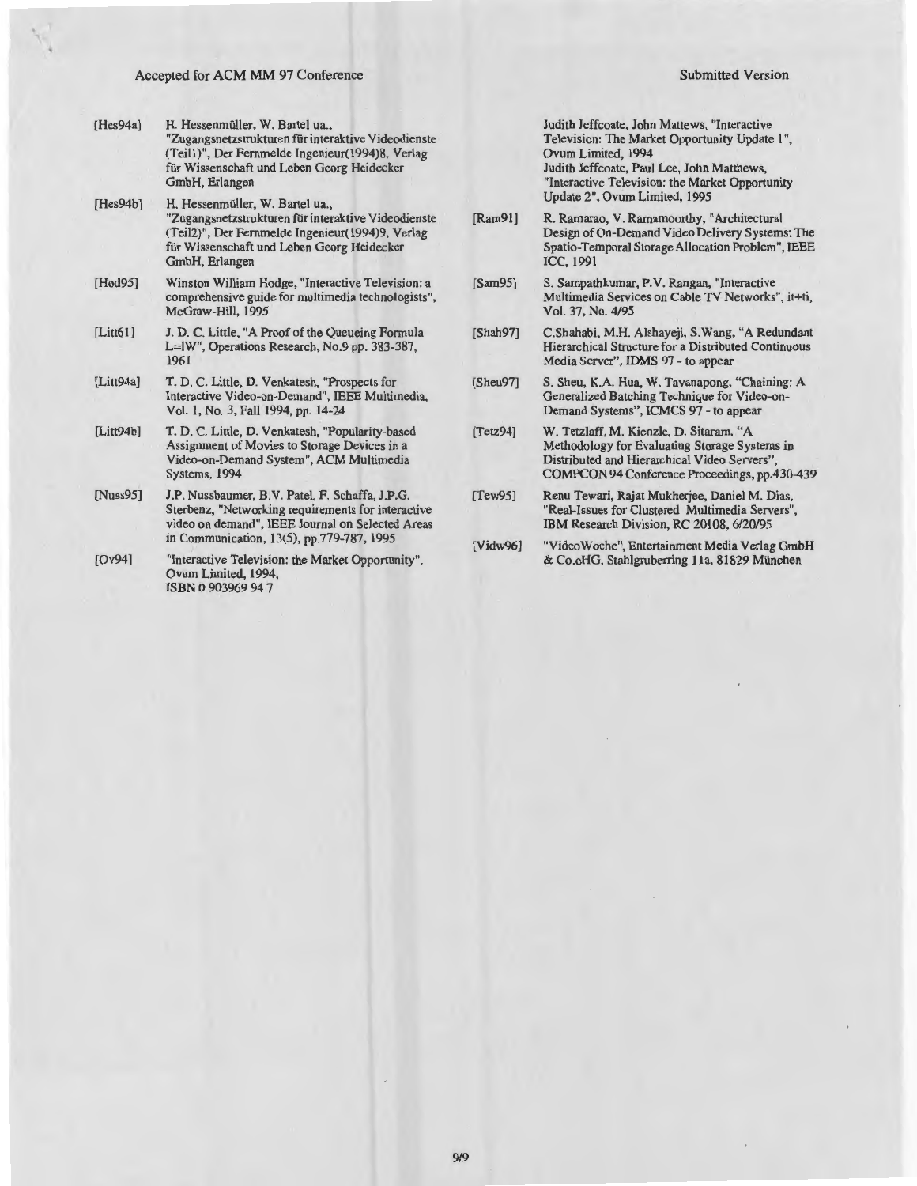[Hes94a] H. Hessenmüller, W. Bartel ua., "Zugangsnetzstrukturen für interaktive Videodienste (Teil1)", Der Fernmelde Ingenieur(1994)8, Verlag für Wissenschaft und Leben Georg Heidecker GmbH, Erlangen

[Hes94b] H. Hessenmüller, W. Bartel ua., "Zugangsnetzstrukturen für interaktive Videodienste (Teil2)", Der Fernmelde Ingenieur(1994)9, Verlag für Wissenschaft und Leben Georg Heidecker GmbH, Erlangen

[Hod95] Winston William Hodge, "Interactive Television: a comprehensive guide for multimedia technologists", McGraw-Hill, 1995

[Litt61] J. D. C. Little, "A Proof of the Queueing Formula L=lW", Operations Research, No.9 pp. 383-387, 1961

[Litt94a] T. D. C. Little, D. Venkatesh, "Prospects for Interactive Video-on-Demand", IEEE Multimedia, Vol. 1, No. 3, Fall 1994, pp. 14-24

[Litt94b] T. D. C. Little, D. Venkatesh, "Popularity-based Assignment of Movies to Storage Devices in a Video-on-Demand System", ACM Multimedia Systems, 1994

[Nuss95] J.P. Nussbaumer, B.V. Patel, F. Schaffa, J.P.G. Sterbenz, "Networking requirements for interactive video on demand", IEEE Journal on Selected Areas in Communication, 13(5), pp.779-787, 1995

[Ov94] "Interactive Television: the Market Opportunity", Ovum Limited, 1994, ISBN 0 903969 94 7
Judith Jeffcoate, John Mattews, "Interactive Television: The Market Opportunity Update 1", Ovum Limited, 1994
Judith Jeffcoate, Paul Lee, John Matthews, "Interactive Television: the Market Opportunity Update 2", Ovum Limited, 1995

[Ram91] R. Ramarao, V. Ramamoorthy, "Architectural Design of On-Demand Video Delivery Systems: The Spatio-Temporal Storage Allocation Problem", IEEE ICC, 1991

[Sam95] S. Sampathkumar, P.V. Rangan, "Interactive Multimedia Services on Cable TV Networks", it+ti, Vol. 37, No. 4/95

[Shah97] C.Shahabi, M.H. Alshayeji, S.Wang, "A Redundant Hierarchical Structure for a Distributed Continuous Media Server", IDMS 97 - to appear

[Sheu97] S. Sheu, K.A. Hua, W. Tavanapong, "Chaining: A Generalized Batching Technique for Video-on-Demand Systems", ICMCS 97 - to appear

[Tetz94] W. Tetzlaff, M. Kienzle, D. Sitaram, "A Methodology for Evaluating Storage Systems in Distributed and Hierarchical Video Servers", COMPCON 94 Conference Proceedings, pp.430-439

[Tew95] Renu Tewari, Rajat Mukherjee, Daniel M. Dias, "Real-Issues for Clustered Multimedia Servers", IBM Research Division, RC 20108, 6/20/95

[Vidw96] "VideoWoche", Entertainment Media Verlag GmbH & Co.oHG, Stahlgruberring 11a, 81829 München